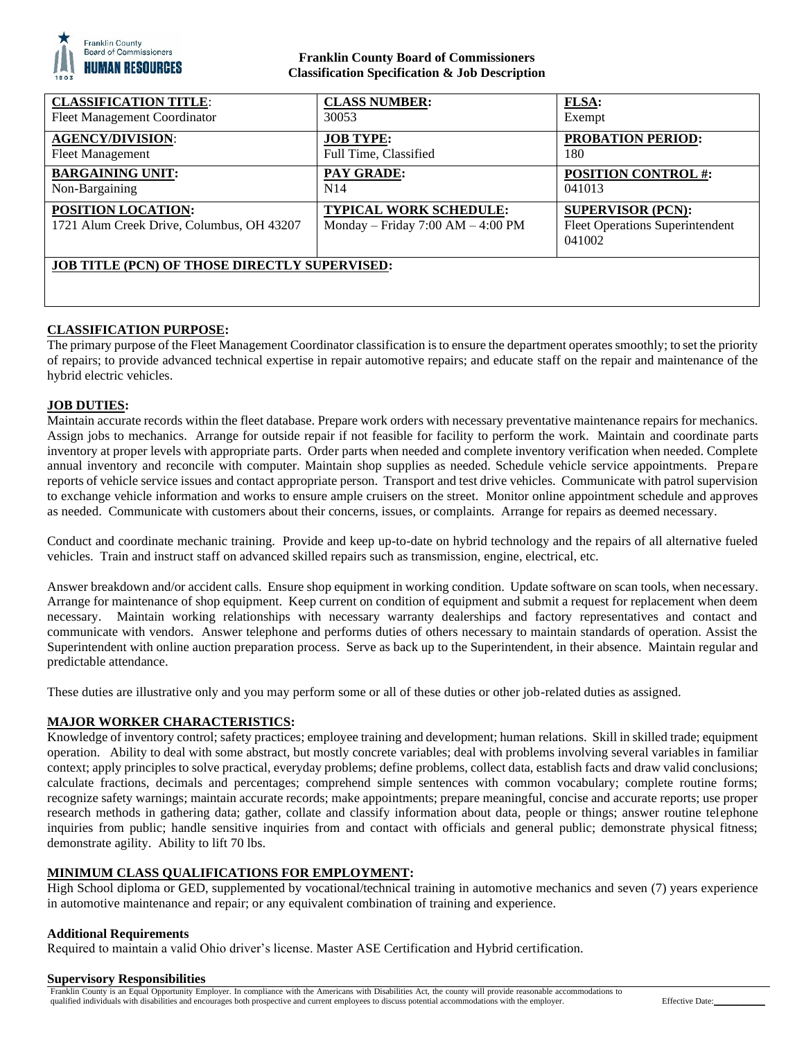**Franklin County Board of Commissioners**
**Classification Specification & Job Description**

| **CLASSIFICATION TITLE**: Fleet Management Coordinator | **CLASS NUMBER:** 30053 | **FLSA:** Exempt |
|---|---|---|
| **AGENCY/DIVISION**: Fleet Management | **JOB TYPE:** Full Time, Classified | **PROBATION PERIOD:** 180 |
| **BARGAINING UNIT:** Non-Bargaining | **PAY GRADE:** N14 | **POSITION CONTROL #:** 041013 |
| **POSITION LOCATION:** 1721 Alum Creek Drive, Columbus, OH 43207 | **TYPICAL WORK SCHEDULE:** Monday – Friday 7:00 AM – 4:00 PM | **SUPERVISOR (PCN):** Fleet Operations Superintendent 041002 |
| **JOB TITLE (PCN) OF THOSE DIRECTLY SUPERVISED:** | | |

## CLASSIFICATION PURPOSE:

The primary purpose of the Fleet Management Coordinator classification is to ensure the department operates smoothly; to set the priority of repairs; to provide advanced technical expertise in repair automotive repairs; and educate staff on the repair and maintenance of the hybrid electric vehicles.

## JOB DUTIES:

Maintain accurate records within the fleet database. Prepare work orders with necessary preventative maintenance repairs for mechanics. Assign jobs to mechanics. Arrange for outside repair if not feasible for facility to perform the work. Maintain and coordinate parts inventory at proper levels with appropriate parts. Order parts when needed and complete inventory verification when needed. Complete annual inventory and reconcile with computer. Maintain shop supplies as needed. Schedule vehicle service appointments. Prepare reports of vehicle service issues and contact appropriate person. Transport and test drive vehicles. Communicate with patrol supervision to exchange vehicle information and works to ensure ample cruisers on the street. Monitor online appointment schedule and approves as needed. Communicate with customers about their concerns, issues, or complaints. Arrange for repairs as deemed necessary.

Conduct and coordinate mechanic training. Provide and keep up-to-date on hybrid technology and the repairs of all alternative fueled vehicles. Train and instruct staff on advanced skilled repairs such as transmission, engine, electrical, etc.

Answer breakdown and/or accident calls. Ensure shop equipment in working condition. Update software on scan tools, when necessary. Arrange for maintenance of shop equipment. Keep current on condition of equipment and submit a request for replacement when deem necessary. Maintain working relationships with necessary warranty dealerships and factory representatives and contact and communicate with vendors. Answer telephone and performs duties of others necessary to maintain standards of operation. Assist the Superintendent with online auction preparation process. Serve as back up to the Superintendent, in their absence. Maintain regular and predictable attendance.

These duties are illustrative only and you may perform some or all of these duties or other job-related duties as assigned.

## MAJOR WORKER CHARACTERISTICS:

Knowledge of inventory control; safety practices; employee training and development; human relations. Skill in skilled trade; equipment operation. Ability to deal with some abstract, but mostly concrete variables; deal with problems involving several variables in familiar context; apply principles to solve practical, everyday problems; define problems, collect data, establish facts and draw valid conclusions; calculate fractions, decimals and percentages; comprehend simple sentences with common vocabulary; complete routine forms; recognize safety warnings; maintain accurate records; make appointments; prepare meaningful, concise and accurate reports; use proper research methods in gathering data; gather, collate and classify information about data, people or things; answer routine telephone inquiries from public; handle sensitive inquiries from and contact with officials and general public; demonstrate physical fitness; demonstrate agility. Ability to lift 70 lbs.

## MINIMUM CLASS QUALIFICATIONS FOR EMPLOYMENT:

High School diploma or GED, supplemented by vocational/technical training in automotive mechanics and seven (7) years experience in automotive maintenance and repair; or any equivalent combination of training and experience.

### Additional Requirements

Required to maintain a valid Ohio driver's license. Master ASE Certification and Hybrid certification.

### Supervisory Responsibilities

Franklin County is an Equal Opportunity Employer. In compliance with the Americans with Disabilities Act, the county will provide reasonable accommodations to qualified individuals with disabilities and encourages both prospective and current employees to discuss potential accommodations with the employer. Effective Date:__________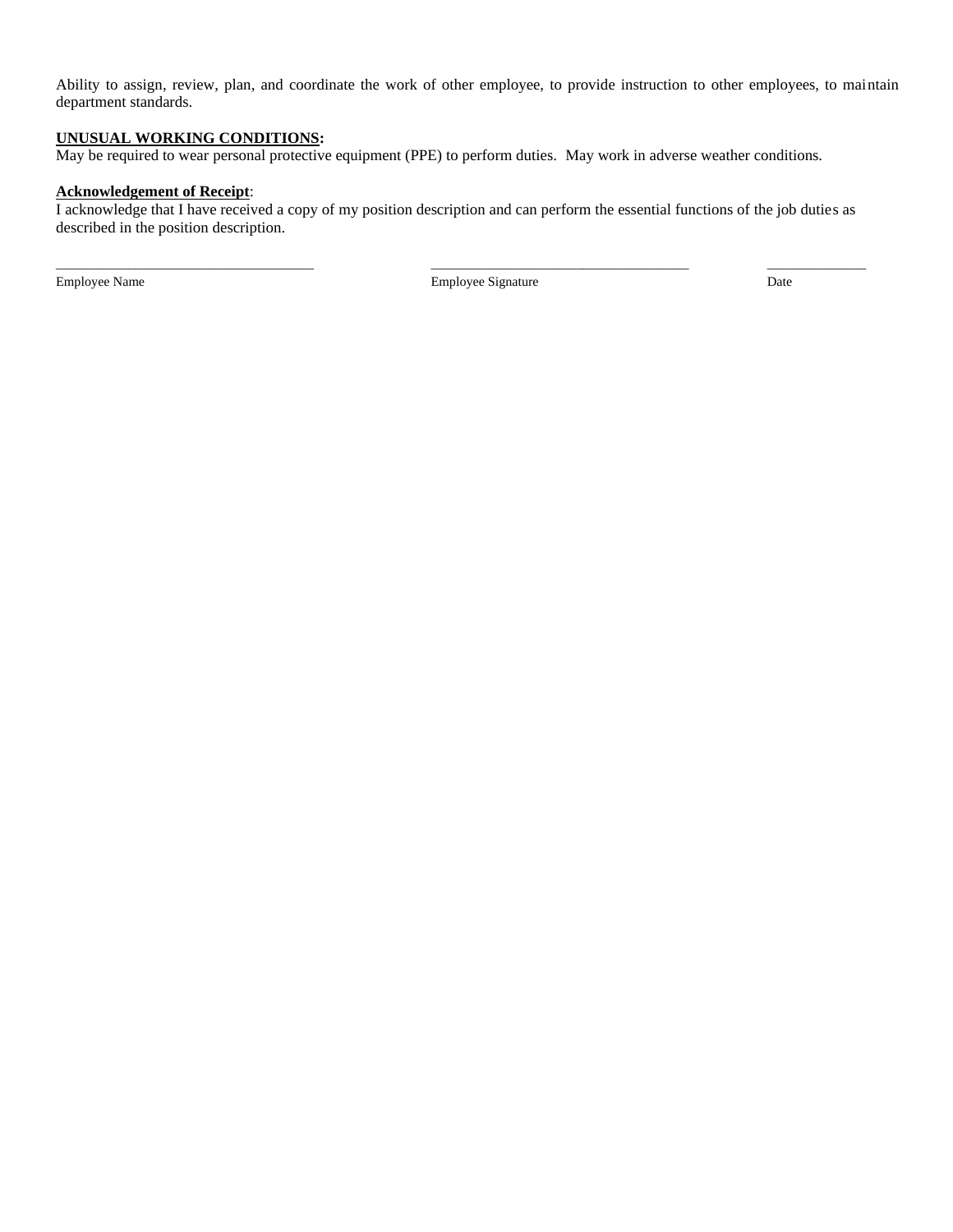Ability to assign, review, plan, and coordinate the work of other employee, to provide instruction to other employees, to maintain department standards.

**UNUSUAL WORKING CONDITIONS:**
May be required to wear personal protective equipment (PPE) to perform duties. May work in adverse weather conditions.

**Acknowledgement of Receipt**:
I acknowledge that I have received a copy of my position description and can perform the essential functions of the job duties as described in the position description.

| | | |
|---|---|---|
| ___________________________________ | ___________________________________ | ______________ |
| Employee Name | Employee Signature | Date |